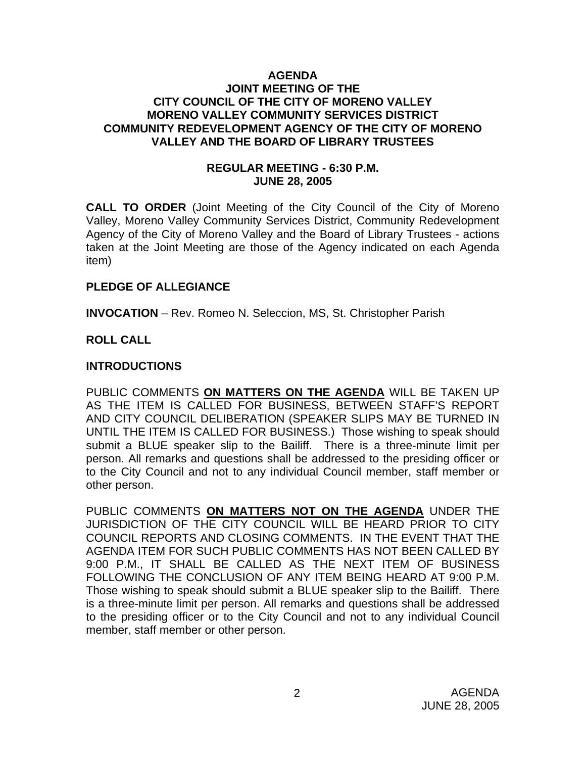# AGENDA
## JOINT MEETING OF THE
## CITY COUNCIL OF THE CITY OF MORENO VALLEY
## MORENO VALLEY COMMUNITY SERVICES DISTRICT
## COMMUNITY REDEVELOPMENT AGENCY OF THE CITY OF MORENO VALLEY AND THE BOARD OF LIBRARY TRUSTEES

### REGULAR MEETING - 6:30 P.M.
### JUNE 28, 2005

**CALL TO ORDER** (Joint Meeting of the City Council of the City of Moreno Valley, Moreno Valley Community Services District, Community Redevelopment Agency of the City of Moreno Valley and the Board of Library Trustees - actions taken at the Joint Meeting are those of the Agency indicated on each Agenda item)

**PLEDGE OF ALLEGIANCE**

**INVOCATION** – Rev. Romeo N. Seleccion, MS, St. Christopher Parish

**ROLL CALL**

**INTRODUCTIONS**

PUBLIC COMMENTS **ON MATTERS ON THE AGENDA** WILL BE TAKEN UP AS THE ITEM IS CALLED FOR BUSINESS, BETWEEN STAFF'S REPORT AND CITY COUNCIL DELIBERATION (SPEAKER SLIPS MAY BE TURNED IN UNTIL THE ITEM IS CALLED FOR BUSINESS.) Those wishing to speak should submit a BLUE speaker slip to the Bailiff. There is a three-minute limit per person. All remarks and questions shall be addressed to the presiding officer or to the City Council and not to any individual Council member, staff member or other person.

PUBLIC COMMENTS **ON MATTERS NOT ON THE AGENDA** UNDER THE JURISDICTION OF THE CITY COUNCIL WILL BE HEARD PRIOR TO CITY COUNCIL REPORTS AND CLOSING COMMENTS. IN THE EVENT THAT THE AGENDA ITEM FOR SUCH PUBLIC COMMENTS HAS NOT BEEN CALLED BY 9:00 P.M., IT SHALL BE CALLED AS THE NEXT ITEM OF BUSINESS FOLLOWING THE CONCLUSION OF ANY ITEM BEING HEARD AT 9:00 P.M. Those wishing to speak should submit a BLUE speaker slip to the Bailiff. There is a three-minute limit per person. All remarks and questions shall be addressed to the presiding officer or to the City Council and not to any individual Council member, staff member or other person.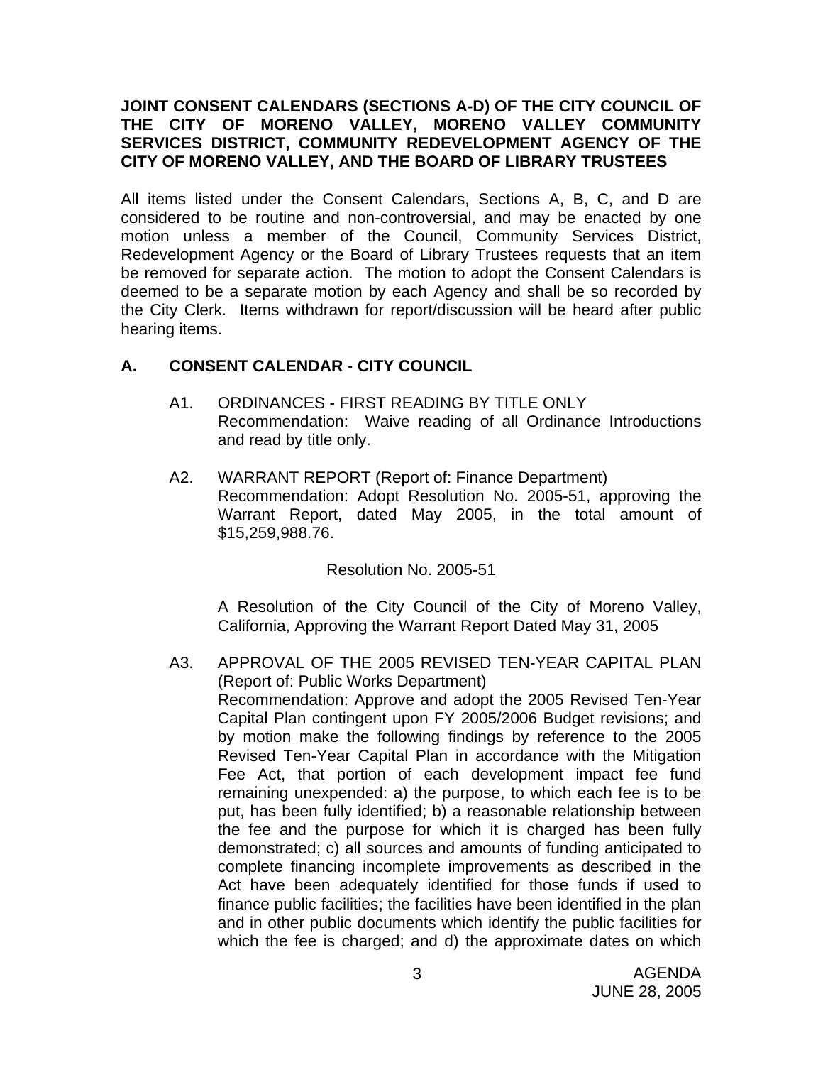**JOINT CONSENT CALENDARS (SECTIONS A-D) OF THE CITY COUNCIL OF THE CITY OF MORENO VALLEY, MORENO VALLEY COMMUNITY SERVICES DISTRICT, COMMUNITY REDEVELOPMENT AGENCY OF THE CITY OF MORENO VALLEY, AND THE BOARD OF LIBRARY TRUSTEES**

All items listed under the Consent Calendars, Sections A, B, C, and D are considered to be routine and non-controversial, and may be enacted by one motion unless a member of the Council, Community Services District, Redevelopment Agency or the Board of Library Trustees requests that an item be removed for separate action. The motion to adopt the Consent Calendars is deemed to be a separate motion by each Agency and shall be so recorded by the City Clerk. Items withdrawn for report/discussion will be heard after public hearing items.

## A. CONSENT CALENDAR - CITY COUNCIL

A1. ORDINANCES - FIRST READING BY TITLE ONLY
Recommendation: Waive reading of all Ordinance Introductions and read by title only.

A2. WARRANT REPORT (Report of: Finance Department)
Recommendation: Adopt Resolution No. 2005-51, approving the Warrant Report, dated May 2005, in the total amount of $15,259,988.76.

Resolution No. 2005-51

A Resolution of the City Council of the City of Moreno Valley, California, Approving the Warrant Report Dated May 31, 2005

A3. APPROVAL OF THE 2005 REVISED TEN-YEAR CAPITAL PLAN (Report of: Public Works Department)
Recommendation: Approve and adopt the 2005 Revised Ten-Year Capital Plan contingent upon FY 2005/2006 Budget revisions; and by motion make the following findings by reference to the 2005 Revised Ten-Year Capital Plan in accordance with the Mitigation Fee Act, that portion of each development impact fee fund remaining unexpended: a) the purpose, to which each fee is to be put, has been fully identified; b) a reasonable relationship between the fee and the purpose for which it is charged has been fully demonstrated; c) all sources and amounts of funding anticipated to complete financing incomplete improvements as described in the Act have been adequately identified for those funds if used to finance public facilities; the facilities have been identified in the plan and in other public documents which identify the public facilities for which the fee is charged; and d) the approximate dates on which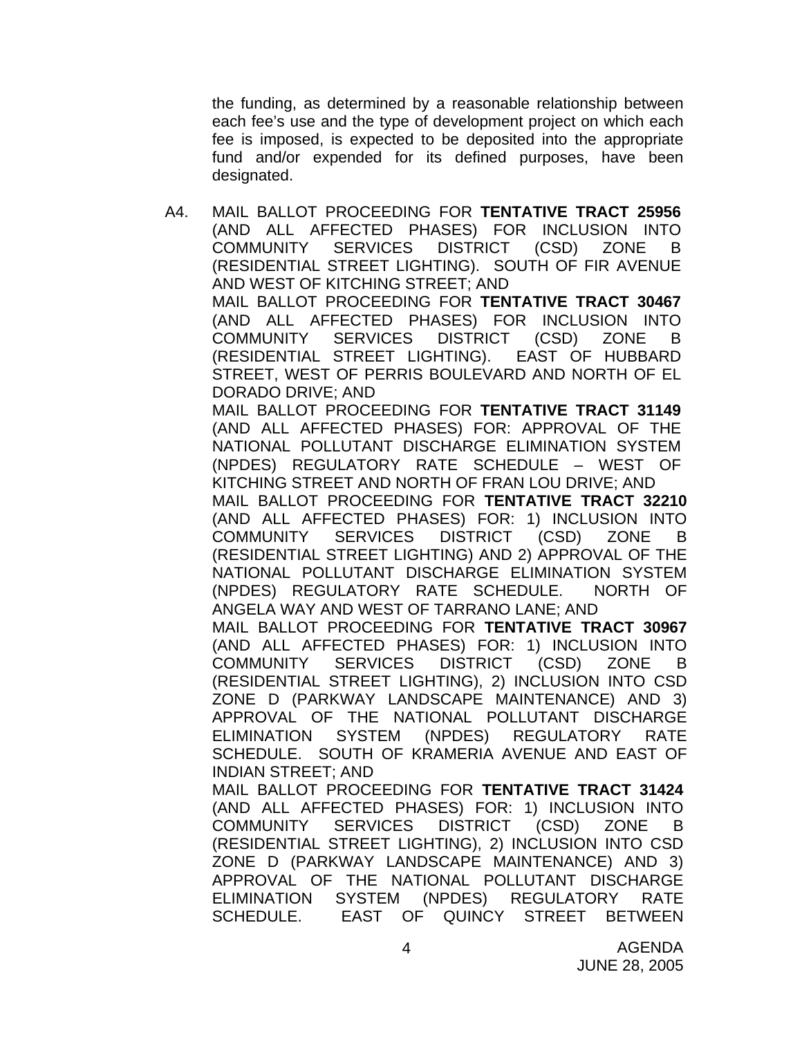the funding, as determined by a reasonable relationship between each fee's use and the type of development project on which each fee is imposed, is expected to be deposited into the appropriate fund and/or expended for its defined purposes, have been designated.

A4. MAIL BALLOT PROCEEDING FOR **TENTATIVE TRACT 25956** (AND ALL AFFECTED PHASES) FOR INCLUSION INTO COMMUNITY SERVICES DISTRICT (CSD) ZONE B (RESIDENTIAL STREET LIGHTING). SOUTH OF FIR AVENUE AND WEST OF KITCHING STREET; AND
MAIL BALLOT PROCEEDING FOR **TENTATIVE TRACT 30467** (AND ALL AFFECTED PHASES) FOR INCLUSION INTO COMMUNITY SERVICES DISTRICT (CSD) ZONE B (RESIDENTIAL STREET LIGHTING). EAST OF HUBBARD STREET, WEST OF PERRIS BOULEVARD AND NORTH OF EL DORADO DRIVE; AND
MAIL BALLOT PROCEEDING FOR **TENTATIVE TRACT 31149** (AND ALL AFFECTED PHASES) FOR: APPROVAL OF THE NATIONAL POLLUTANT DISCHARGE ELIMINATION SYSTEM (NPDES) REGULATORY RATE SCHEDULE – WEST OF KITCHING STREET AND NORTH OF FRAN LOU DRIVE; AND
MAIL BALLOT PROCEEDING FOR **TENTATIVE TRACT 32210** (AND ALL AFFECTED PHASES) FOR: 1) INCLUSION INTO COMMUNITY SERVICES DISTRICT (CSD) ZONE B (RESIDENTIAL STREET LIGHTING) AND 2) APPROVAL OF THE NATIONAL POLLUTANT DISCHARGE ELIMINATION SYSTEM (NPDES) REGULATORY RATE SCHEDULE. NORTH OF ANGELA WAY AND WEST OF TARRANO LANE; AND
MAIL BALLOT PROCEEDING FOR **TENTATIVE TRACT 30967** (AND ALL AFFECTED PHASES) FOR: 1) INCLUSION INTO COMMUNITY SERVICES DISTRICT (CSD) ZONE B (RESIDENTIAL STREET LIGHTING), 2) INCLUSION INTO CSD ZONE D (PARKWAY LANDSCAPE MAINTENANCE) AND 3) APPROVAL OF THE NATIONAL POLLUTANT DISCHARGE ELIMINATION SYSTEM (NPDES) REGULATORY RATE SCHEDULE. SOUTH OF KRAMERIA AVENUE AND EAST OF INDIAN STREET; AND
MAIL BALLOT PROCEEDING FOR **TENTATIVE TRACT 31424** (AND ALL AFFECTED PHASES) FOR: 1) INCLUSION INTO COMMUNITY SERVICES DISTRICT (CSD) ZONE B (RESIDENTIAL STREET LIGHTING), 2) INCLUSION INTO CSD ZONE D (PARKWAY LANDSCAPE MAINTENANCE) AND 3) APPROVAL OF THE NATIONAL POLLUTANT DISCHARGE ELIMINATION SYSTEM (NPDES) REGULATORY RATE SCHEDULE. EAST OF QUINCY STREET BETWEEN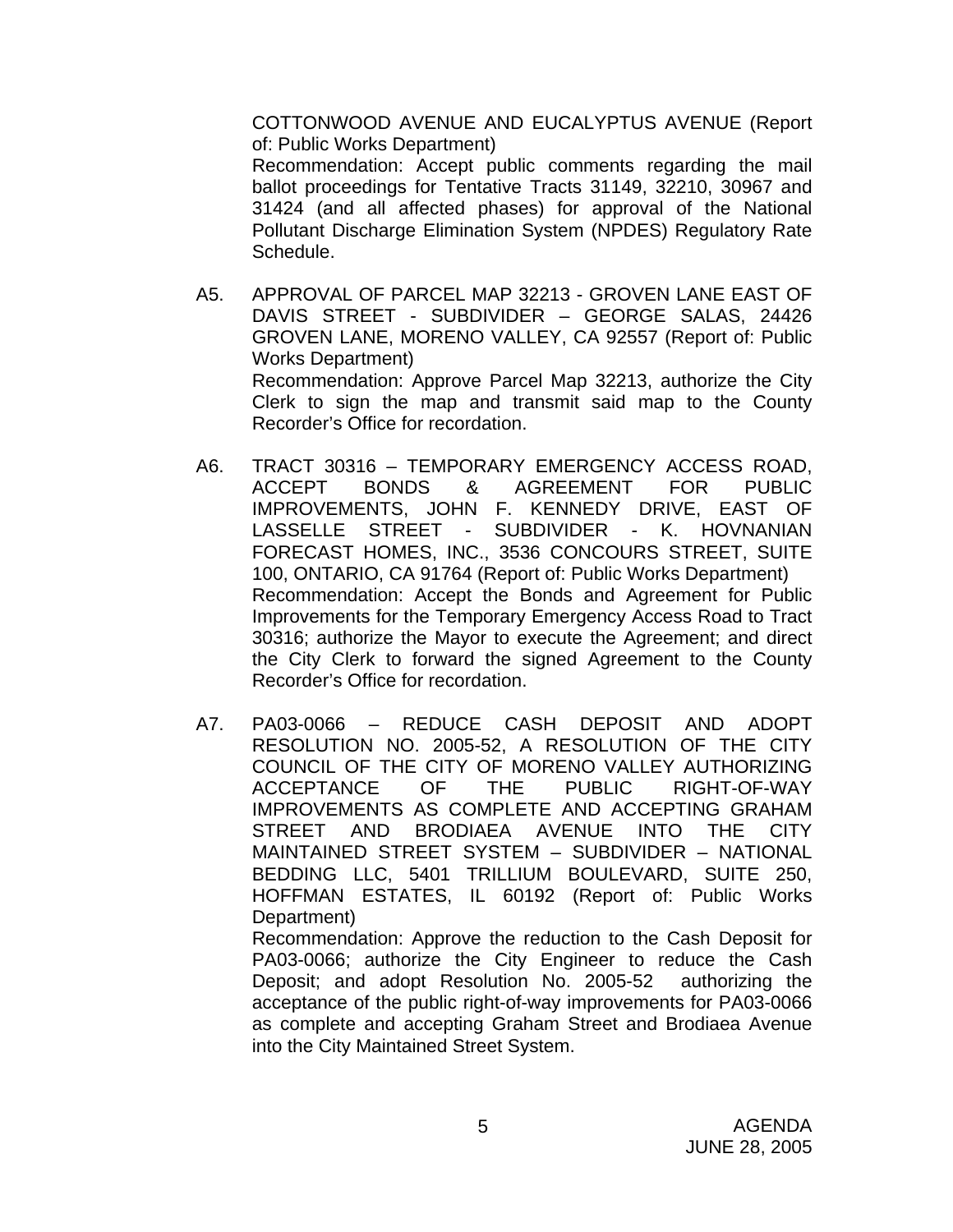COTTONWOOD AVENUE AND EUCALYPTUS AVENUE (Report of: Public Works Department)
Recommendation: Accept public comments regarding the mail ballot proceedings for Tentative Tracts 31149, 32210, 30967 and 31424 (and all affected phases) for approval of the National Pollutant Discharge Elimination System (NPDES) Regulatory Rate Schedule.

A5. APPROVAL OF PARCEL MAP 32213 - GROVEN LANE EAST OF DAVIS STREET - SUBDIVIDER – GEORGE SALAS, 24426 GROVEN LANE, MORENO VALLEY, CA 92557 (Report of: Public Works Department)
Recommendation: Approve Parcel Map 32213, authorize the City Clerk to sign the map and transmit said map to the County Recorder's Office for recordation.

A6. TRACT 30316 – TEMPORARY EMERGENCY ACCESS ROAD, ACCEPT BONDS & AGREEMENT FOR PUBLIC IMPROVEMENTS, JOHN F. KENNEDY DRIVE, EAST OF LASSELLE STREET - SUBDIVIDER - K. HOVNANIAN FORECAST HOMES, INC., 3536 CONCOURS STREET, SUITE 100, ONTARIO, CA 91764 (Report of: Public Works Department)
Recommendation: Accept the Bonds and Agreement for Public Improvements for the Temporary Emergency Access Road to Tract 30316; authorize the Mayor to execute the Agreement; and direct the City Clerk to forward the signed Agreement to the County Recorder's Office for recordation.

A7. PA03-0066 – REDUCE CASH DEPOSIT AND ADOPT RESOLUTION NO. 2005-52, A RESOLUTION OF THE CITY COUNCIL OF THE CITY OF MORENO VALLEY AUTHORIZING ACCEPTANCE OF THE PUBLIC RIGHT-OF-WAY IMPROVEMENTS AS COMPLETE AND ACCEPTING GRAHAM STREET AND BRODIAEA AVENUE INTO THE CITY MAINTAINED STREET SYSTEM – SUBDIVIDER – NATIONAL BEDDING LLC, 5401 TRILLIUM BOULEVARD, SUITE 250, HOFFMAN ESTATES, IL 60192 (Report of: Public Works Department)
Recommendation: Approve the reduction to the Cash Deposit for PA03-0066; authorize the City Engineer to reduce the Cash Deposit; and adopt Resolution No. 2005-52 authorizing the acceptance of the public right-of-way improvements for PA03-0066 as complete and accepting Graham Street and Brodiaea Avenue into the City Maintained Street System.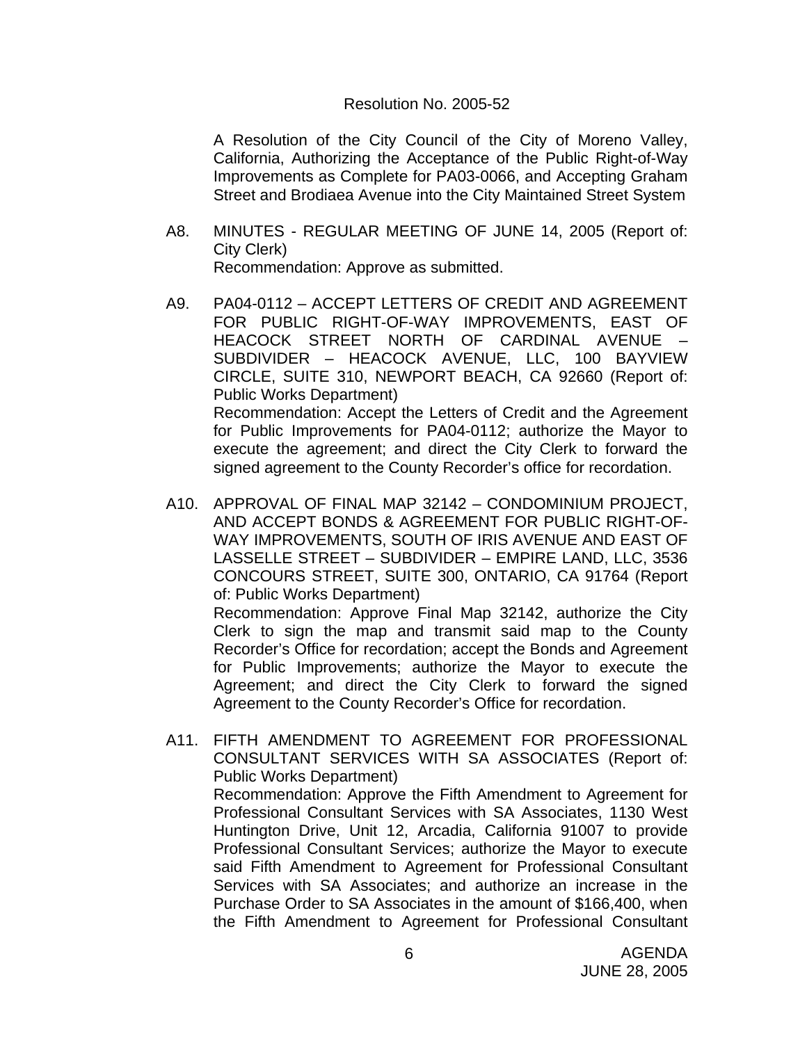Resolution No. 2005-52

A Resolution of the City Council of the City of Moreno Valley, California, Authorizing the Acceptance of the Public Right-of-Way Improvements as Complete for PA03-0066, and Accepting Graham Street and Brodiaea Avenue into the City Maintained Street System

A8. MINUTES - REGULAR MEETING OF JUNE 14, 2005 (Report of: City Clerk)
Recommendation: Approve as submitted.

A9. PA04-0112 – ACCEPT LETTERS OF CREDIT AND AGREEMENT FOR PUBLIC RIGHT-OF-WAY IMPROVEMENTS, EAST OF HEACOCK STREET NORTH OF CARDINAL AVENUE – SUBDIVIDER – HEACOCK AVENUE, LLC, 100 BAYVIEW CIRCLE, SUITE 310, NEWPORT BEACH, CA 92660 (Report of: Public Works Department)
Recommendation: Accept the Letters of Credit and the Agreement for Public Improvements for PA04-0112; authorize the Mayor to execute the agreement; and direct the City Clerk to forward the signed agreement to the County Recorder's office for recordation.

A10. APPROVAL OF FINAL MAP 32142 – CONDOMINIUM PROJECT, AND ACCEPT BONDS & AGREEMENT FOR PUBLIC RIGHT-OF-WAY IMPROVEMENTS, SOUTH OF IRIS AVENUE AND EAST OF LASSELLE STREET – SUBDIVIDER – EMPIRE LAND, LLC, 3536 CONCOURS STREET, SUITE 300, ONTARIO, CA 91764 (Report of: Public Works Department)
Recommendation: Approve Final Map 32142, authorize the City Clerk to sign the map and transmit said map to the County Recorder's Office for recordation; accept the Bonds and Agreement for Public Improvements; authorize the Mayor to execute the Agreement; and direct the City Clerk to forward the signed Agreement to the County Recorder's Office for recordation.

A11. FIFTH AMENDMENT TO AGREEMENT FOR PROFESSIONAL CONSULTANT SERVICES WITH SA ASSOCIATES (Report of: Public Works Department)
Recommendation: Approve the Fifth Amendment to Agreement for Professional Consultant Services with SA Associates, 1130 West Huntington Drive, Unit 12, Arcadia, California 91007 to provide Professional Consultant Services; authorize the Mayor to execute said Fifth Amendment to Agreement for Professional Consultant Services with SA Associates; and authorize an increase in the Purchase Order to SA Associates in the amount of $166,400, when the Fifth Amendment to Agreement for Professional Consultant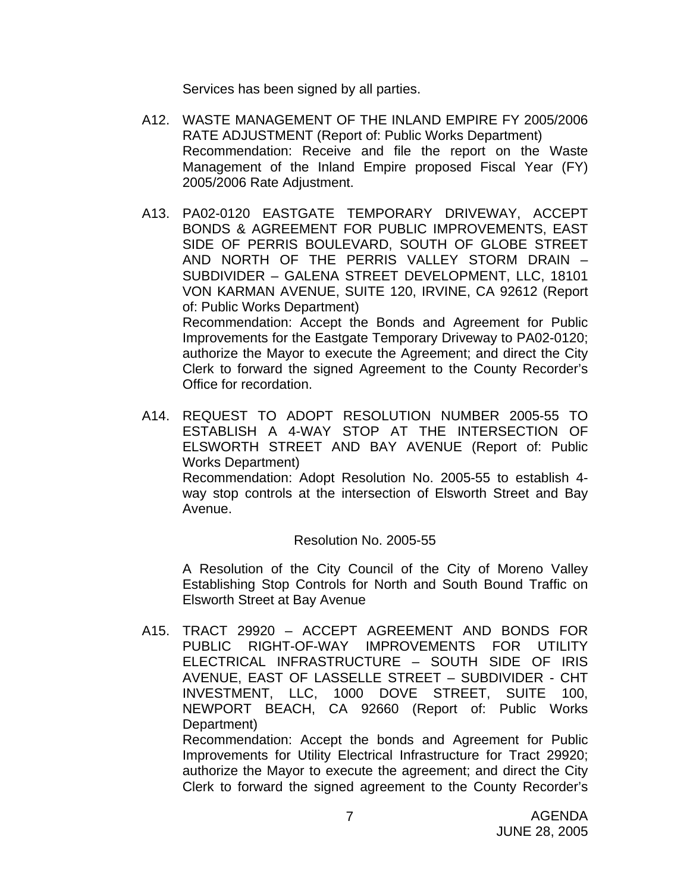Services has been signed by all parties.

A12. WASTE MANAGEMENT OF THE INLAND EMPIRE FY 2005/2006 RATE ADJUSTMENT (Report of: Public Works Department)
Recommendation: Receive and file the report on the Waste Management of the Inland Empire proposed Fiscal Year (FY) 2005/2006 Rate Adjustment.

A13. PA02-0120 EASTGATE TEMPORARY DRIVEWAY, ACCEPT BONDS & AGREEMENT FOR PUBLIC IMPROVEMENTS, EAST SIDE OF PERRIS BOULEVARD, SOUTH OF GLOBE STREET AND NORTH OF THE PERRIS VALLEY STORM DRAIN – SUBDIVIDER – GALENA STREET DEVELOPMENT, LLC, 18101 VON KARMAN AVENUE, SUITE 120, IRVINE, CA 92612 (Report of: Public Works Department)
Recommendation: Accept the Bonds and Agreement for Public Improvements for the Eastgate Temporary Driveway to PA02-0120; authorize the Mayor to execute the Agreement; and direct the City Clerk to forward the signed Agreement to the County Recorder's Office for recordation.

A14. REQUEST TO ADOPT RESOLUTION NUMBER 2005-55 TO ESTABLISH A 4-WAY STOP AT THE INTERSECTION OF ELSWORTH STREET AND BAY AVENUE (Report of: Public Works Department)
Recommendation: Adopt Resolution No. 2005-55 to establish 4-way stop controls at the intersection of Elsworth Street and Bay Avenue.

Resolution No. 2005-55

A Resolution of the City Council of the City of Moreno Valley Establishing Stop Controls for North and South Bound Traffic on Elsworth Street at Bay Avenue

A15. TRACT 29920 – ACCEPT AGREEMENT AND BONDS FOR PUBLIC RIGHT-OF-WAY IMPROVEMENTS FOR UTILITY ELECTRICAL INFRASTRUCTURE – SOUTH SIDE OF IRIS AVENUE, EAST OF LASSELLE STREET – SUBDIVIDER - CHT INVESTMENT, LLC, 1000 DOVE STREET, SUITE 100, NEWPORT BEACH, CA 92660 (Report of: Public Works Department)
Recommendation: Accept the bonds and Agreement for Public Improvements for Utility Electrical Infrastructure for Tract 29920; authorize the Mayor to execute the agreement; and direct the City Clerk to forward the signed agreement to the County Recorder's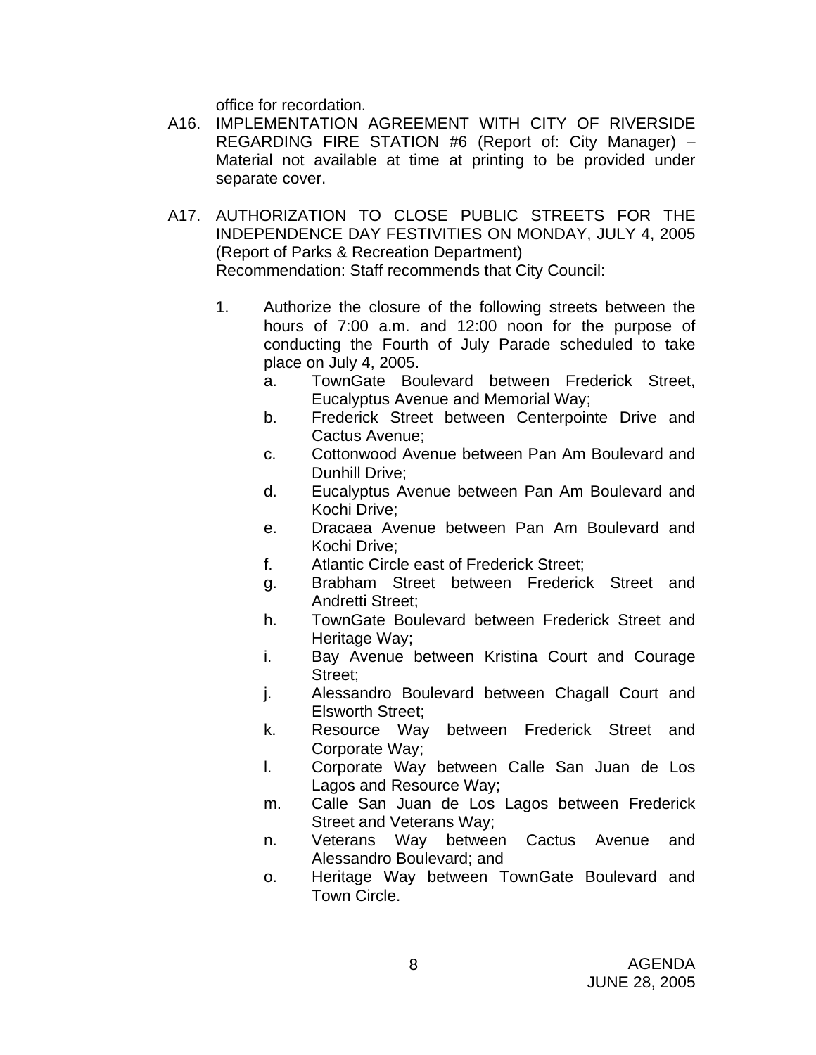office for recordation.

A16. IMPLEMENTATION AGREEMENT WITH CITY OF RIVERSIDE REGARDING FIRE STATION #6 (Report of: City Manager) – Material not available at time at printing to be provided under separate cover.

A17. AUTHORIZATION TO CLOSE PUBLIC STREETS FOR THE INDEPENDENCE DAY FESTIVITIES ON MONDAY, JULY 4, 2005 (Report of Parks & Recreation Department)
Recommendation: Staff recommends that City Council:

1. Authorize the closure of the following streets between the hours of 7:00 a.m. and 12:00 noon for the purpose of conducting the Fourth of July Parade scheduled to take place on July 4, 2005.
   a. TownGate Boulevard between Frederick Street, Eucalyptus Avenue and Memorial Way;
   b. Frederick Street between Centerpointe Drive and Cactus Avenue;
   c. Cottonwood Avenue between Pan Am Boulevard and Dunhill Drive;
   d. Eucalyptus Avenue between Pan Am Boulevard and Kochi Drive;
   e. Dracaea Avenue between Pan Am Boulevard and Kochi Drive;
   f. Atlantic Circle east of Frederick Street;
   g. Brabham Street between Frederick Street and Andretti Street;
   h. TownGate Boulevard between Frederick Street and Heritage Way;
   i. Bay Avenue between Kristina Court and Courage Street;
   j. Alessandro Boulevard between Chagall Court and Elsworth Street;
   k. Resource Way between Frederick Street and Corporate Way;
   l. Corporate Way between Calle San Juan de Los Lagos and Resource Way;
   m. Calle San Juan de Los Lagos between Frederick Street and Veterans Way;
   n. Veterans Way between Cactus Avenue and Alessandro Boulevard; and
   o. Heritage Way between TownGate Boulevard and Town Circle.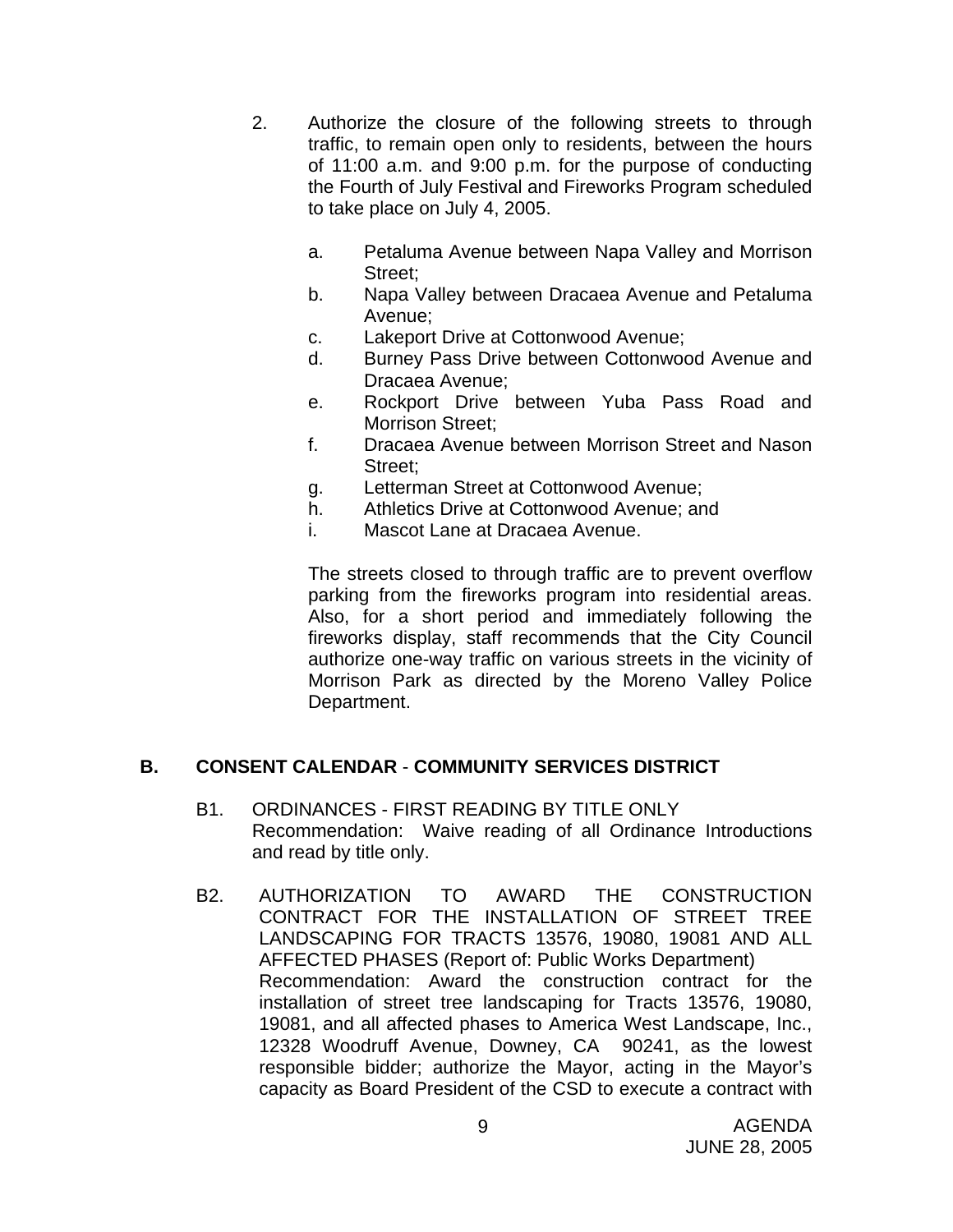2. Authorize the closure of the following streets to through traffic, to remain open only to residents, between the hours of 11:00 a.m. and 9:00 p.m. for the purpose of conducting the Fourth of July Festival and Fireworks Program scheduled to take place on July 4, 2005.

   a. Petaluma Avenue between Napa Valley and Morrison Street;
   b. Napa Valley between Dracaea Avenue and Petaluma Avenue;
   c. Lakeport Drive at Cottonwood Avenue;
   d. Burney Pass Drive between Cottonwood Avenue and Dracaea Avenue;
   e. Rockport Drive between Yuba Pass Road and Morrison Street;
   f. Dracaea Avenue between Morrison Street and Nason Street;
   g. Letterman Street at Cottonwood Avenue;
   h. Athletics Drive at Cottonwood Avenue; and
   i. Mascot Lane at Dracaea Avenue.

   The streets closed to through traffic are to prevent overflow parking from the fireworks program into residential areas. Also, for a short period and immediately following the fireworks display, staff recommends that the City Council authorize one-way traffic on various streets in the vicinity of Morrison Park as directed by the Moreno Valley Police Department.

## B. CONSENT CALENDAR - COMMUNITY SERVICES DISTRICT

B1. ORDINANCES - FIRST READING BY TITLE ONLY
Recommendation: Waive reading of all Ordinance Introductions and read by title only.

B2. AUTHORIZATION TO AWARD THE CONSTRUCTION CONTRACT FOR THE INSTALLATION OF STREET TREE LANDSCAPING FOR TRACTS 13576, 19080, 19081 AND ALL AFFECTED PHASES (Report of: Public Works Department)
Recommendation: Award the construction contract for the installation of street tree landscaping for Tracts 13576, 19080, 19081, and all affected phases to America West Landscape, Inc., 12328 Woodruff Avenue, Downey, CA 90241, as the lowest responsible bidder; authorize the Mayor, acting in the Mayor's capacity as Board President of the CSD to execute a contract with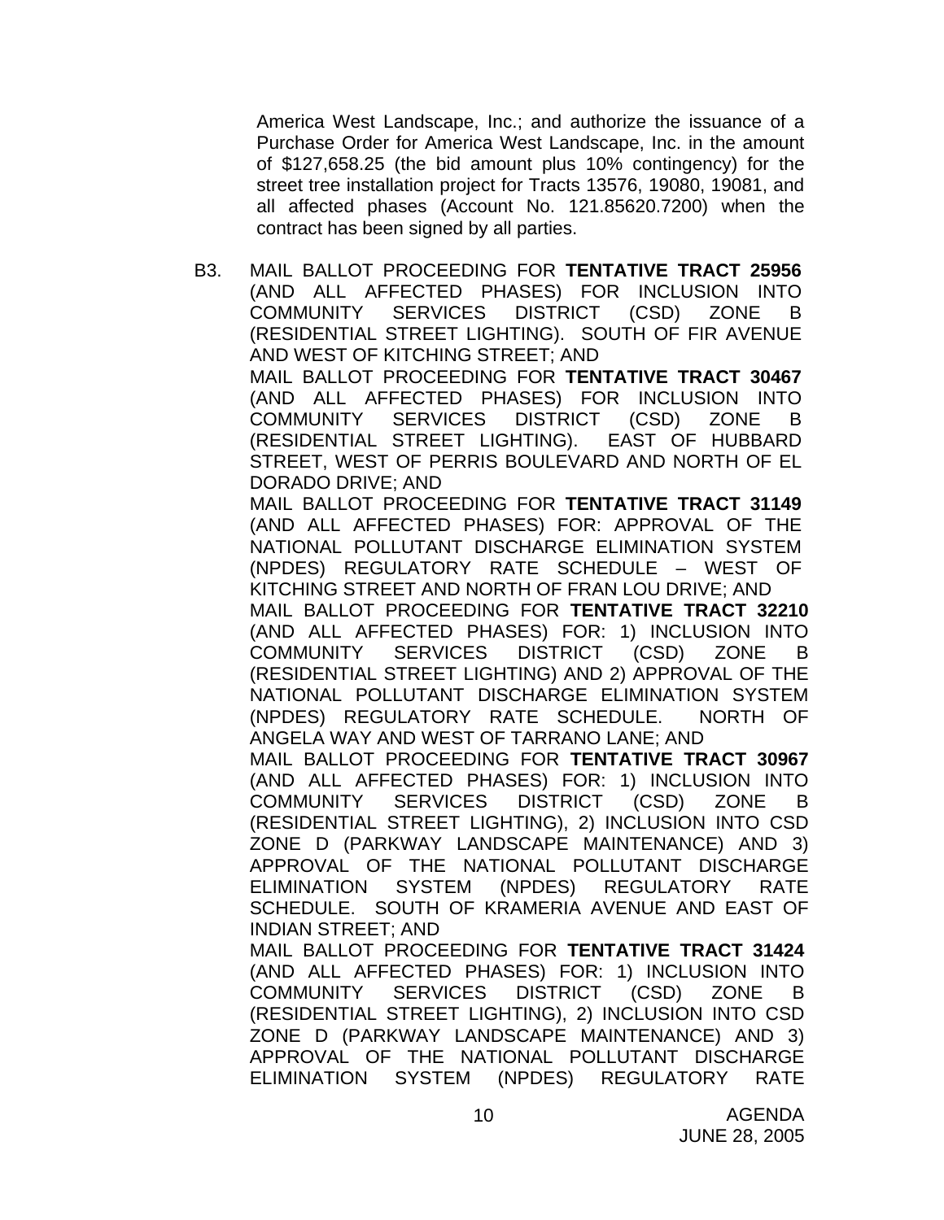America West Landscape, Inc.; and authorize the issuance of a Purchase Order for America West Landscape, Inc. in the amount of $127,658.25 (the bid amount plus 10% contingency) for the street tree installation project for Tracts 13576, 19080, 19081, and all affected phases (Account No. 121.85620.7200) when the contract has been signed by all parties.

B3. MAIL BALLOT PROCEEDING FOR **TENTATIVE TRACT 25956** (AND ALL AFFECTED PHASES) FOR INCLUSION INTO COMMUNITY SERVICES DISTRICT (CSD) ZONE B (RESIDENTIAL STREET LIGHTING). SOUTH OF FIR AVENUE AND WEST OF KITCHING STREET; AND
MAIL BALLOT PROCEEDING FOR **TENTATIVE TRACT 30467** (AND ALL AFFECTED PHASES) FOR INCLUSION INTO COMMUNITY SERVICES DISTRICT (CSD) ZONE B (RESIDENTIAL STREET LIGHTING). EAST OF HUBBARD STREET, WEST OF PERRIS BOULEVARD AND NORTH OF EL DORADO DRIVE; AND
MAIL BALLOT PROCEEDING FOR **TENTATIVE TRACT 31149** (AND ALL AFFECTED PHASES) FOR: APPROVAL OF THE NATIONAL POLLUTANT DISCHARGE ELIMINATION SYSTEM (NPDES) REGULATORY RATE SCHEDULE – WEST OF KITCHING STREET AND NORTH OF FRAN LOU DRIVE; AND
MAIL BALLOT PROCEEDING FOR **TENTATIVE TRACT 32210** (AND ALL AFFECTED PHASES) FOR: 1) INCLUSION INTO COMMUNITY SERVICES DISTRICT (CSD) ZONE B (RESIDENTIAL STREET LIGHTING) AND 2) APPROVAL OF THE NATIONAL POLLUTANT DISCHARGE ELIMINATION SYSTEM (NPDES) REGULATORY RATE SCHEDULE. NORTH OF ANGELA WAY AND WEST OF TARRANO LANE; AND
MAIL BALLOT PROCEEDING FOR **TENTATIVE TRACT 30967** (AND ALL AFFECTED PHASES) FOR: 1) INCLUSION INTO COMMUNITY SERVICES DISTRICT (CSD) ZONE B (RESIDENTIAL STREET LIGHTING), 2) INCLUSION INTO CSD ZONE D (PARKWAY LANDSCAPE MAINTENANCE) AND 3) APPROVAL OF THE NATIONAL POLLUTANT DISCHARGE ELIMINATION SYSTEM (NPDES) REGULATORY RATE SCHEDULE. SOUTH OF KRAMERIA AVENUE AND EAST OF INDIAN STREET; AND
MAIL BALLOT PROCEEDING FOR **TENTATIVE TRACT 31424** (AND ALL AFFECTED PHASES) FOR: 1) INCLUSION INTO COMMUNITY SERVICES DISTRICT (CSD) ZONE B (RESIDENTIAL STREET LIGHTING), 2) INCLUSION INTO CSD ZONE D (PARKWAY LANDSCAPE MAINTENANCE) AND 3) APPROVAL OF THE NATIONAL POLLUTANT DISCHARGE ELIMINATION SYSTEM (NPDES) REGULATORY RATE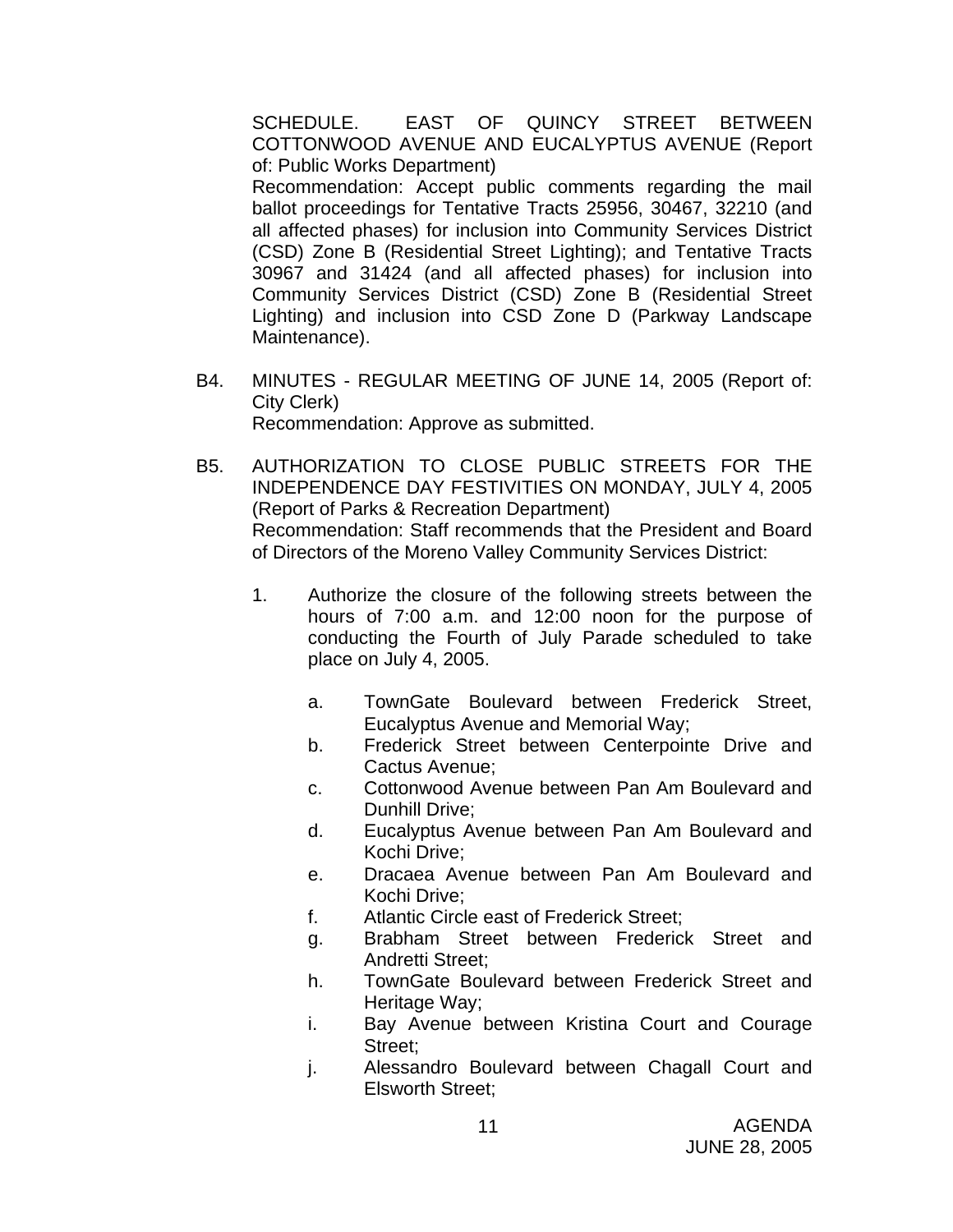SCHEDULE. EAST OF QUINCY STREET BETWEEN COTTONWOOD AVENUE AND EUCALYPTUS AVENUE (Report of: Public Works Department)
Recommendation: Accept public comments regarding the mail ballot proceedings for Tentative Tracts 25956, 30467, 32210 (and all affected phases) for inclusion into Community Services District (CSD) Zone B (Residential Street Lighting); and Tentative Tracts 30967 and 31424 (and all affected phases) for inclusion into Community Services District (CSD) Zone B (Residential Street Lighting) and inclusion into CSD Zone D (Parkway Landscape Maintenance).

B4. MINUTES - REGULAR MEETING OF JUNE 14, 2005 (Report of: City Clerk)
Recommendation: Approve as submitted.

B5. AUTHORIZATION TO CLOSE PUBLIC STREETS FOR THE INDEPENDENCE DAY FESTIVITIES ON MONDAY, JULY 4, 2005 (Report of Parks & Recreation Department)
Recommendation: Staff recommends that the President and Board of Directors of the Moreno Valley Community Services District:

1. Authorize the closure of the following streets between the hours of 7:00 a.m. and 12:00 noon for the purpose of conducting the Fourth of July Parade scheduled to take place on July 4, 2005.

    a. TownGate Boulevard between Frederick Street, Eucalyptus Avenue and Memorial Way;
    b. Frederick Street between Centerpointe Drive and Cactus Avenue;
    c. Cottonwood Avenue between Pan Am Boulevard and Dunhill Drive;
    d. Eucalyptus Avenue between Pan Am Boulevard and Kochi Drive;
    e. Dracaea Avenue between Pan Am Boulevard and Kochi Drive;
    f. Atlantic Circle east of Frederick Street;
    g. Brabham Street between Frederick Street and Andretti Street;
    h. TownGate Boulevard between Frederick Street and Heritage Way;
    i. Bay Avenue between Kristina Court and Courage Street;
    j. Alessandro Boulevard between Chagall Court and Elsworth Street;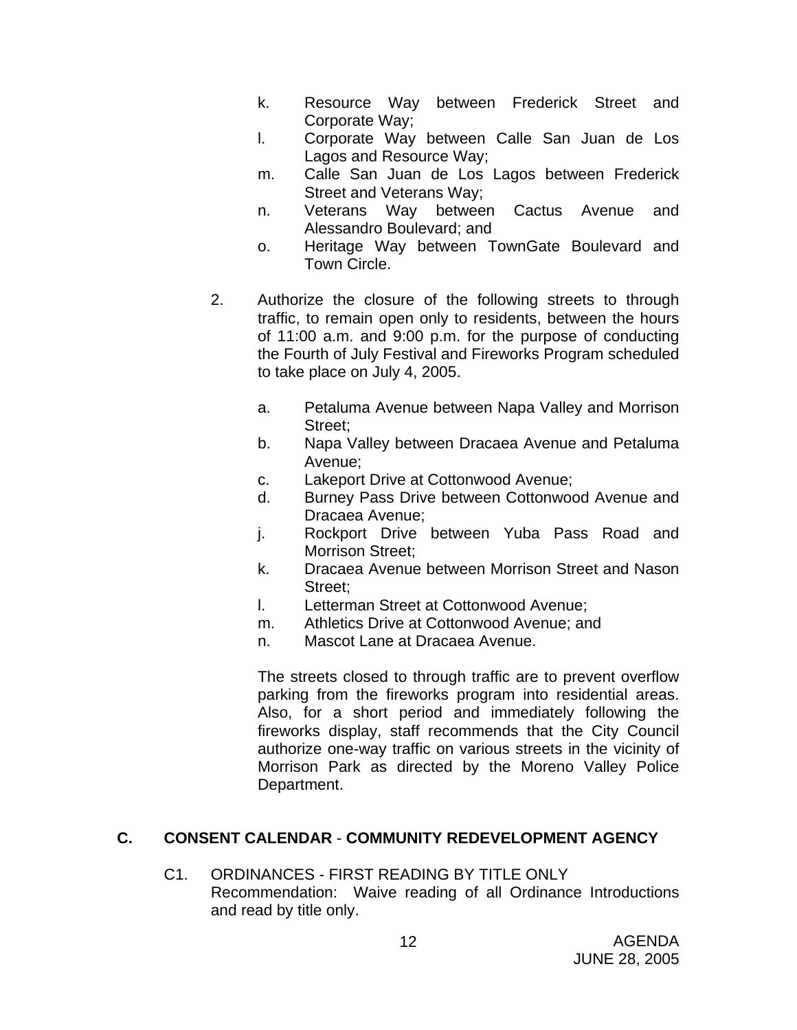k. Resource Way between Frederick Street and Corporate Way;
l. Corporate Way between Calle San Juan de Los Lagos and Resource Way;
m. Calle San Juan de Los Lagos between Frederick Street and Veterans Way;
n. Veterans Way between Cactus Avenue and Alessandro Boulevard; and
o. Heritage Way between TownGate Boulevard and Town Circle.

2. Authorize the closure of the following streets to through traffic, to remain open only to residents, between the hours of 11:00 a.m. and 9:00 p.m. for the purpose of conducting the Fourth of July Festival and Fireworks Program scheduled to take place on July 4, 2005.

   a. Petaluma Avenue between Napa Valley and Morrison Street;
   b. Napa Valley between Dracaea Avenue and Petaluma Avenue;
   c. Lakeport Drive at Cottonwood Avenue;
   d. Burney Pass Drive between Cottonwood Avenue and Dracaea Avenue;
   j. Rockport Drive between Yuba Pass Road and Morrison Street;
   k. Dracaea Avenue between Morrison Street and Nason Street;
   l. Letterman Street at Cottonwood Avenue;
   m. Athletics Drive at Cottonwood Avenue; and
   n. Mascot Lane at Dracaea Avenue.

   The streets closed to through traffic are to prevent overflow parking from the fireworks program into residential areas. Also, for a short period and immediately following the fireworks display, staff recommends that the City Council authorize one-way traffic on various streets in the vicinity of Morrison Park as directed by the Moreno Valley Police Department.

## C. CONSENT CALENDAR - COMMUNITY REDEVELOPMENT AGENCY

C1. ORDINANCES - FIRST READING BY TITLE ONLY
Recommendation: Waive reading of all Ordinance Introductions and read by title only.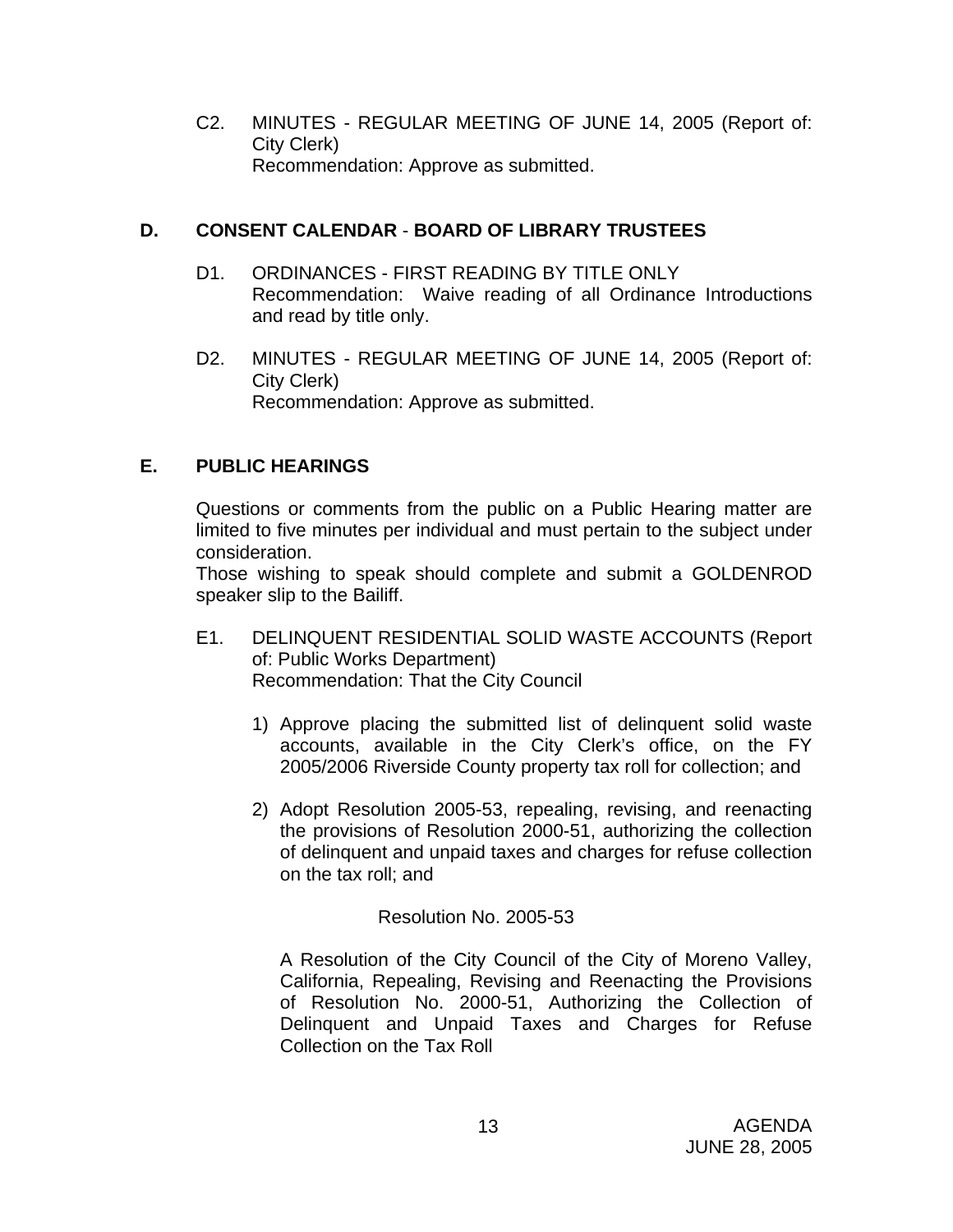C2. MINUTES - REGULAR MEETING OF JUNE 14, 2005 (Report of: City Clerk)
Recommendation: Approve as submitted.

## D. CONSENT CALENDAR - BOARD OF LIBRARY TRUSTEES

D1. ORDINANCES - FIRST READING BY TITLE ONLY
Recommendation: Waive reading of all Ordinance Introductions and read by title only.

D2. MINUTES - REGULAR MEETING OF JUNE 14, 2005 (Report of: City Clerk)
Recommendation: Approve as submitted.

## E. PUBLIC HEARINGS

Questions or comments from the public on a Public Hearing matter are limited to five minutes per individual and must pertain to the subject under consideration.
Those wishing to speak should complete and submit a GOLDENROD speaker slip to the Bailiff.

E1. DELINQUENT RESIDENTIAL SOLID WASTE ACCOUNTS (Report of: Public Works Department)
Recommendation: That the City Council

1) Approve placing the submitted list of delinquent solid waste accounts, available in the City Clerk's office, on the FY 2005/2006 Riverside County property tax roll for collection; and

2) Adopt Resolution 2005-53, repealing, revising, and reenacting the provisions of Resolution 2000-51, authorizing the collection of delinquent and unpaid taxes and charges for refuse collection on the tax roll; and

Resolution No. 2005-53

A Resolution of the City Council of the City of Moreno Valley, California, Repealing, Revising and Reenacting the Provisions of Resolution No. 2000-51, Authorizing the Collection of Delinquent and Unpaid Taxes and Charges for Refuse Collection on the Tax Roll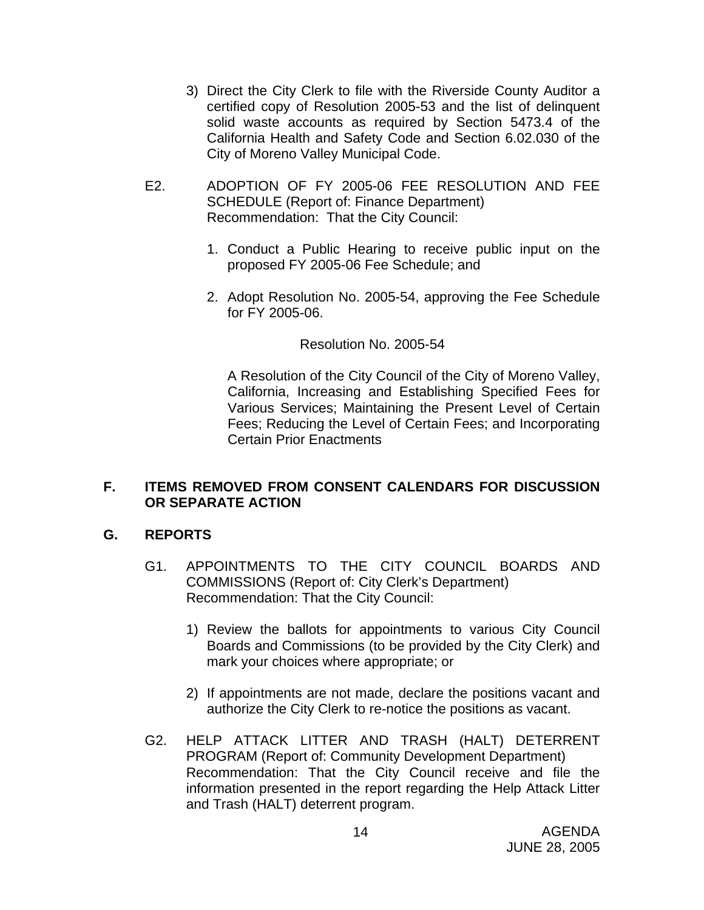3) Direct the City Clerk to file with the Riverside County Auditor a certified copy of Resolution 2005-53 and the list of delinquent solid waste accounts as required by Section 5473.4 of the California Health and Safety Code and Section 6.02.030 of the City of Moreno Valley Municipal Code.

E2. ADOPTION OF FY 2005-06 FEE RESOLUTION AND FEE SCHEDULE (Report of: Finance Department)
Recommendation: That the City Council:

1. Conduct a Public Hearing to receive public input on the proposed FY 2005-06 Fee Schedule; and

2. Adopt Resolution No. 2005-54, approving the Fee Schedule for FY 2005-06.

Resolution No. 2005-54

A Resolution of the City Council of the City of Moreno Valley, California, Increasing and Establishing Specified Fees for Various Services; Maintaining the Present Level of Certain Fees; Reducing the Level of Certain Fees; and Incorporating Certain Prior Enactments

## F. ITEMS REMOVED FROM CONSENT CALENDARS FOR DISCUSSION OR SEPARATE ACTION

## G. REPORTS

G1. APPOINTMENTS TO THE CITY COUNCIL BOARDS AND COMMISSIONS (Report of: City Clerk's Department)
Recommendation: That the City Council:

1) Review the ballots for appointments to various City Council Boards and Commissions (to be provided by the City Clerk) and mark your choices where appropriate; or

2) If appointments are not made, declare the positions vacant and authorize the City Clerk to re-notice the positions as vacant.

G2. HELP ATTACK LITTER AND TRASH (HALT) DETERRENT PROGRAM (Report of: Community Development Department)
Recommendation: That the City Council receive and file the information presented in the report regarding the Help Attack Litter and Trash (HALT) deterrent program.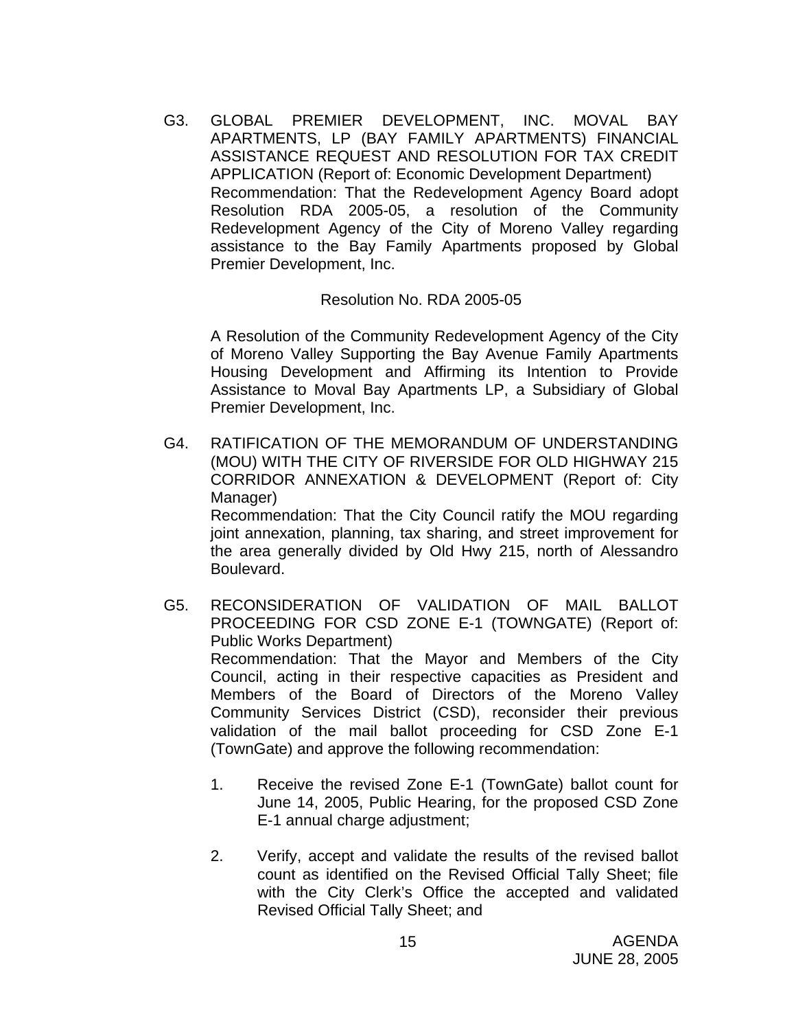G3. GLOBAL PREMIER DEVELOPMENT, INC. MOVAL BAY APARTMENTS, LP (BAY FAMILY APARTMENTS) FINANCIAL ASSISTANCE REQUEST AND RESOLUTION FOR TAX CREDIT APPLICATION (Report of: Economic Development Department)
Recommendation: That the Redevelopment Agency Board adopt Resolution RDA 2005-05, a resolution of the Community Redevelopment Agency of the City of Moreno Valley regarding assistance to the Bay Family Apartments proposed by Global Premier Development, Inc.

Resolution No. RDA 2005-05

A Resolution of the Community Redevelopment Agency of the City of Moreno Valley Supporting the Bay Avenue Family Apartments Housing Development and Affirming its Intention to Provide Assistance to Moval Bay Apartments LP, a Subsidiary of Global Premier Development, Inc.

G4. RATIFICATION OF THE MEMORANDUM OF UNDERSTANDING (MOU) WITH THE CITY OF RIVERSIDE FOR OLD HIGHWAY 215 CORRIDOR ANNEXATION & DEVELOPMENT (Report of: City Manager)
Recommendation: That the City Council ratify the MOU regarding joint annexation, planning, tax sharing, and street improvement for the area generally divided by Old Hwy 215, north of Alessandro Boulevard.

G5. RECONSIDERATION OF VALIDATION OF MAIL BALLOT PROCEEDING FOR CSD ZONE E-1 (TOWNGATE) (Report of: Public Works Department)
Recommendation: That the Mayor and Members of the City Council, acting in their respective capacities as President and Members of the Board of Directors of the Moreno Valley Community Services District (CSD), reconsider their previous validation of the mail ballot proceeding for CSD Zone E-1 (TownGate) and approve the following recommendation:

1. Receive the revised Zone E-1 (TownGate) ballot count for June 14, 2005, Public Hearing, for the proposed CSD Zone E-1 annual charge adjustment;

2. Verify, accept and validate the results of the revised ballot count as identified on the Revised Official Tally Sheet; file with the City Clerk's Office the accepted and validated Revised Official Tally Sheet; and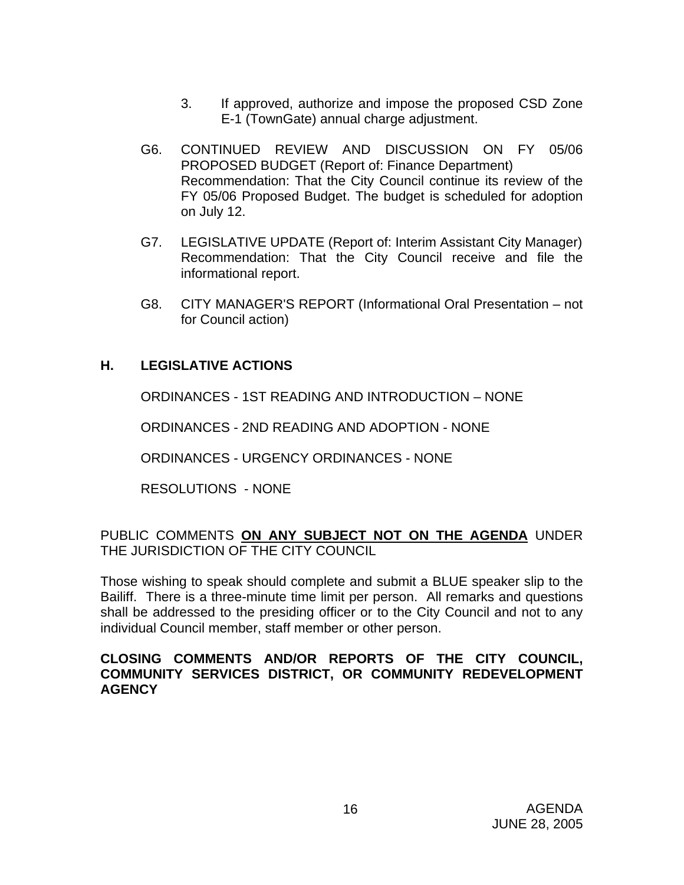3. If approved, authorize and impose the proposed CSD Zone E-1 (TownGate) annual charge adjustment.

G6. CONTINUED REVIEW AND DISCUSSION ON FY 05/06 PROPOSED BUDGET (Report of: Finance Department)
Recommendation: That the City Council continue its review of the FY 05/06 Proposed Budget. The budget is scheduled for adoption on July 12.

G7. LEGISLATIVE UPDATE (Report of: Interim Assistant City Manager)
Recommendation: That the City Council receive and file the informational report.

G8. CITY MANAGER'S REPORT (Informational Oral Presentation – not for Council action)

## H. LEGISLATIVE ACTIONS

ORDINANCES - 1ST READING AND INTRODUCTION – NONE

ORDINANCES - 2ND READING AND ADOPTION - NONE

ORDINANCES - URGENCY ORDINANCES - NONE

RESOLUTIONS - NONE

PUBLIC COMMENTS **ON ANY SUBJECT NOT ON THE AGENDA** UNDER THE JURISDICTION OF THE CITY COUNCIL

Those wishing to speak should complete and submit a BLUE speaker slip to the Bailiff. There is a three-minute time limit per person. All remarks and questions shall be addressed to the presiding officer or to the City Council and not to any individual Council member, staff member or other person.

**CLOSING COMMENTS AND/OR REPORTS OF THE CITY COUNCIL, COMMUNITY SERVICES DISTRICT, OR COMMUNITY REDEVELOPMENT AGENCY**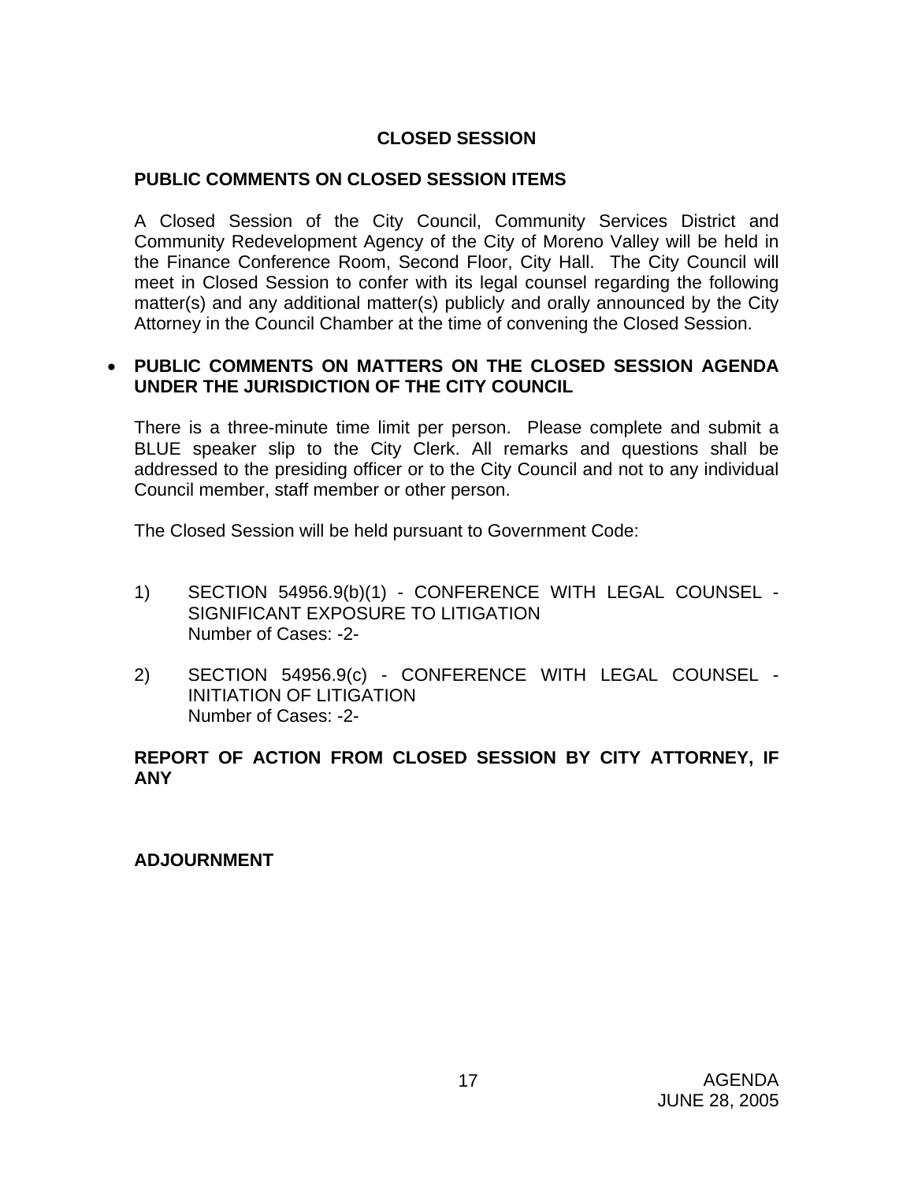## CLOSED SESSION

### PUBLIC COMMENTS ON CLOSED SESSION ITEMS

A Closed Session of the City Council, Community Services District and Community Redevelopment Agency of the City of Moreno Valley will be held in the Finance Conference Room, Second Floor, City Hall. The City Council will meet in Closed Session to confer with its legal counsel regarding the following matter(s) and any additional matter(s) publicly and orally announced by the City Attorney in the Council Chamber at the time of convening the Closed Session.

- **PUBLIC COMMENTS ON MATTERS ON THE CLOSED SESSION AGENDA UNDER THE JURISDICTION OF THE CITY COUNCIL**

There is a three-minute time limit per person. Please complete and submit a BLUE speaker slip to the City Clerk. All remarks and questions shall be addressed to the presiding officer or to the City Council and not to any individual Council member, staff member or other person.

The Closed Session will be held pursuant to Government Code:

1) SECTION 54956.9(b)(1) - CONFERENCE WITH LEGAL COUNSEL - SIGNIFICANT EXPOSURE TO LITIGATION
   Number of Cases: -2-

2) SECTION 54956.9(c) - CONFERENCE WITH LEGAL COUNSEL - INITIATION OF LITIGATION
   Number of Cases: -2-

**REPORT OF ACTION FROM CLOSED SESSION BY CITY ATTORNEY, IF ANY**

**ADJOURNMENT**